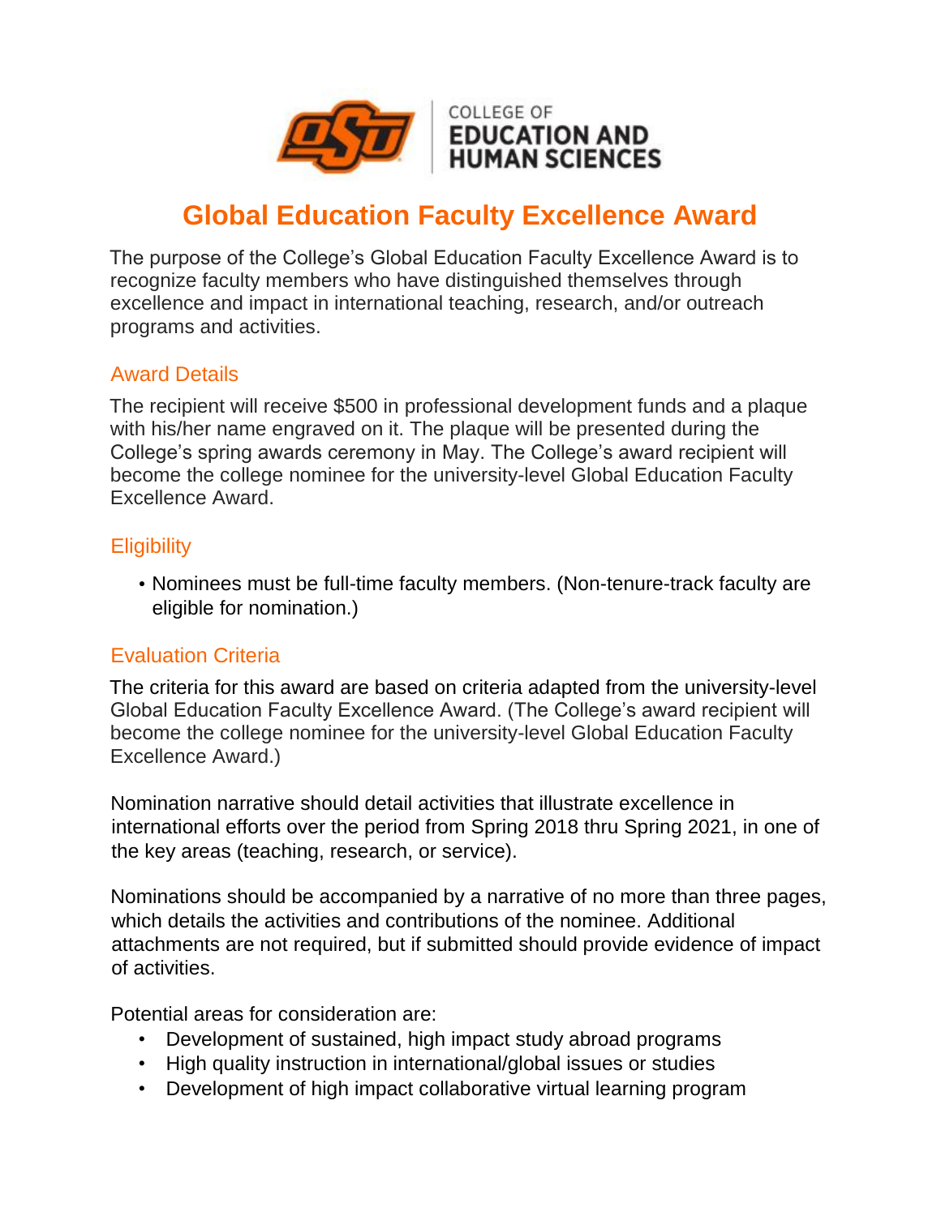COLLEGE OF EDUCATION AND HUMAN SCIENCES

# Global Education Faculty Excellence Award

The purpose of the College's Global Education Faculty Excellence Award is to recognize faculty members who have distinguished themselves through excellence and impact in international teaching, research, and/or outreach programs and activities.

## Award Details

The recipient will receive $500 in professional development funds and a plaque with his/her name engraved on it. The plaque will be presented during the College's spring awards ceremony in May. The College's award recipient will become the college nominee for the university-level Global Education Faculty Excellence Award.

## Eligibility

- Nominees must be full-time faculty members. (Non-tenure-track faculty are eligible for nomination.)

## Evaluation Criteria

The criteria for this award are based on criteria adapted from the university-level Global Education Faculty Excellence Award. (The College's award recipient will become the college nominee for the university-level Global Education Faculty Excellence Award.)

Nomination narrative should detail activities that illustrate excellence in international efforts over the period from Spring 2018 thru Spring 2021, in one of the key areas (teaching, research, or service).

Nominations should be accompanied by a narrative of no more than three pages, which details the activities and contributions of the nominee. Additional attachments are not required, but if submitted should provide evidence of impact of activities.

Potential areas for consideration are:

- Development of sustained, high impact study abroad programs
- High quality instruction in international/global issues or studies
- Development of high impact collaborative virtual learning program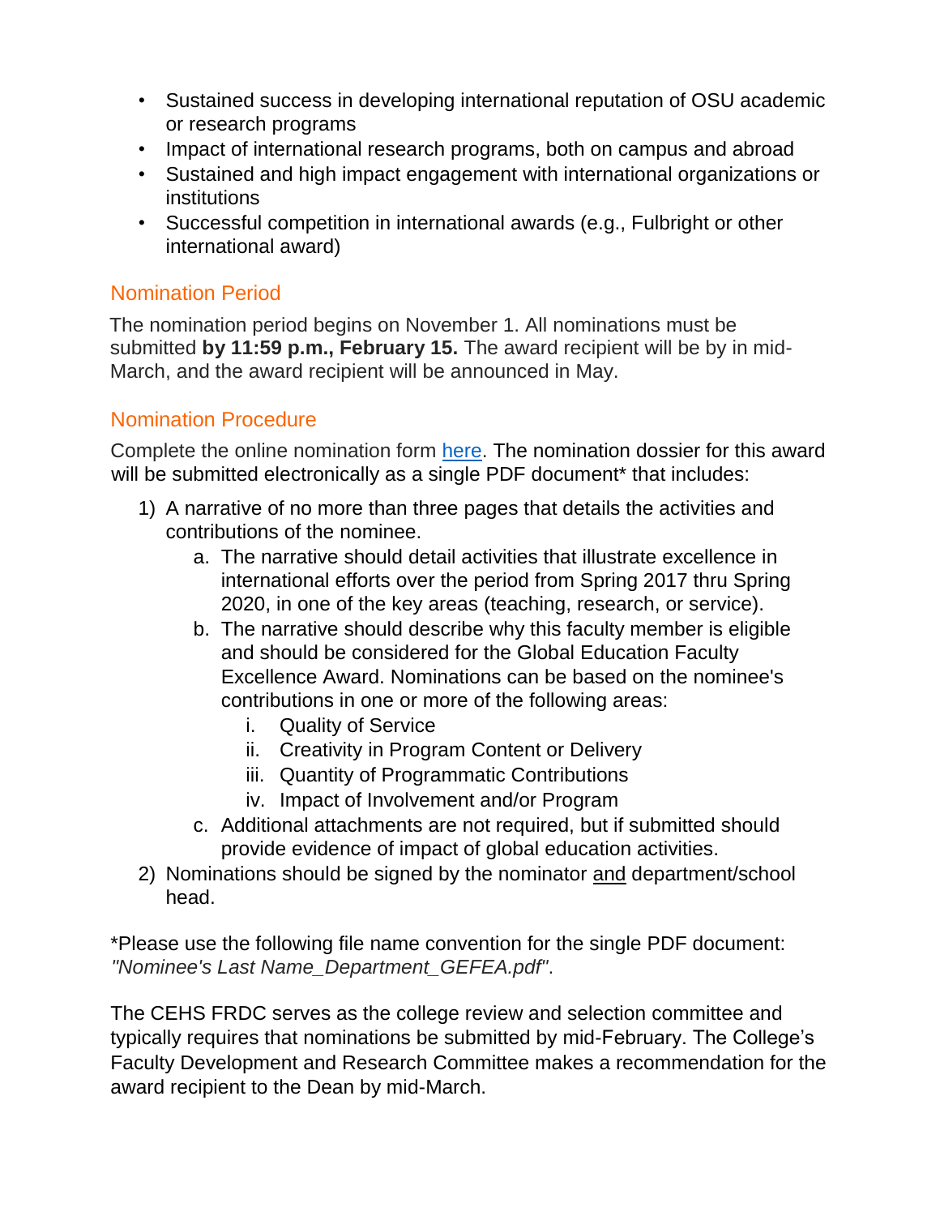- Sustained success in developing international reputation of OSU academic or research programs
- Impact of international research programs, both on campus and abroad
- Sustained and high impact engagement with international organizations or institutions
- Successful competition in international awards (e.g., Fulbright or other international award)

## Nomination Period

The nomination period begins on November 1. All nominations must be submitted **by 11:59 p.m., February 15.** The award recipient will be by in mid-March, and the award recipient will be announced in May.

## Nomination Procedure

Complete the online nomination form [here](). The nomination dossier for this award will be submitted electronically as a single PDF document* that includes:

1) A narrative of no more than three pages that details the activities and contributions of the nominee.
   a. The narrative should detail activities that illustrate excellence in international efforts over the period from Spring 2017 thru Spring 2020, in one of the key areas (teaching, research, or service).
   b. The narrative should describe why this faculty member is eligible and should be considered for the Global Education Faculty Excellence Award. Nominations can be based on the nominee's contributions in one or more of the following areas:
      i. Quality of Service
      ii. Creativity in Program Content or Delivery
      iii. Quantity of Programmatic Contributions
      iv. Impact of Involvement and/or Program
   c. Additional attachments are not required, but if submitted should provide evidence of impact of global education activities.
2) Nominations should be signed by the nominator and department/school head.

*Please use the following file name convention for the single PDF document: *"Nominee's Last Name_Department_GEFEA.pdf"*.

The CEHS FRDC serves as the college review and selection committee and typically requires that nominations be submitted by mid-February. The College's Faculty Development and Research Committee makes a recommendation for the award recipient to the Dean by mid-March.